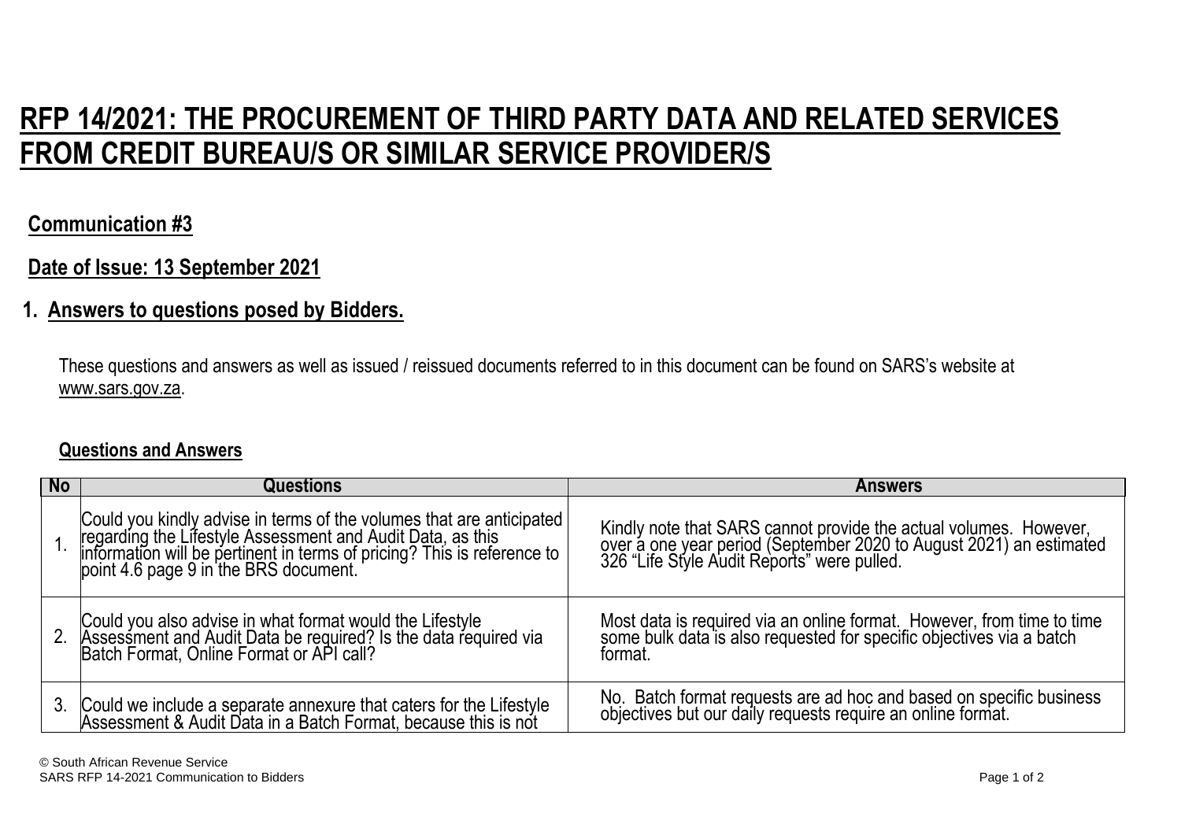# RFP 14/2021: THE PROCUREMENT OF THIRD PARTY DATA AND RELATED SERVICES FROM CREDIT BUREAU/S OR SIMILAR SERVICE PROVIDER/S

## Communication #3

## Date of Issue: 13 September 2021

## 1. Answers to questions posed by Bidders.

These questions and answers as well as issued / reissued documents referred to in this document can be found on SARS's website at www.sars.gov.za.

### Questions and Answers

| No | Questions | Answers |
|---|---|---|
| 1. | Could you kindly advise in terms of the volumes that are anticipated regarding the Lifestyle Assessment and Audit Data, as this information will be pertinent in terms of pricing? This is reference to point 4.6 page 9 in the BRS document. | Kindly note that SARS cannot provide the actual volumes. However, over a one year period (September 2020 to August 2021) an estimated 326 "Life Style Audit Reports" were pulled. |
| 2. | Could you also advise in what format would the Lifestyle Assessment and Audit Data be required? Is the data required via Batch Format, Online Format or API call? | Most data is required via an online format. However, from time to time some bulk data is also requested for specific objectives via a batch format. |
| 3. | Could we include a separate annexure that caters for the Lifestyle Assessment & Audit Data in a Batch Format, because this is not | No. Batch format requests are ad hoc and based on specific business objectives but our daily requests require an online format. |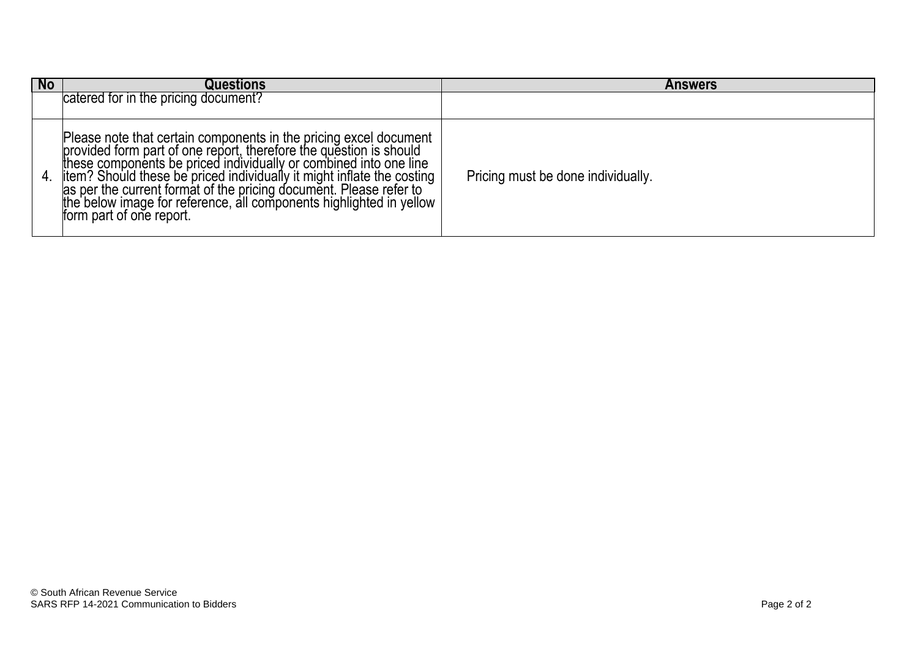| No | Questions | Answers |
|---|---|---|
| | catered for in the pricing document? | |
| 4. | Please note that certain components in the pricing excel document provided form part of one report, therefore the question is should these components be priced individually or combined into one line item? Should these be priced individually it might inflate the costing as per the current format of the pricing document. Please refer to the below image for reference, all components highlighted in yellow form part of one report. | Pricing must be done individually. |